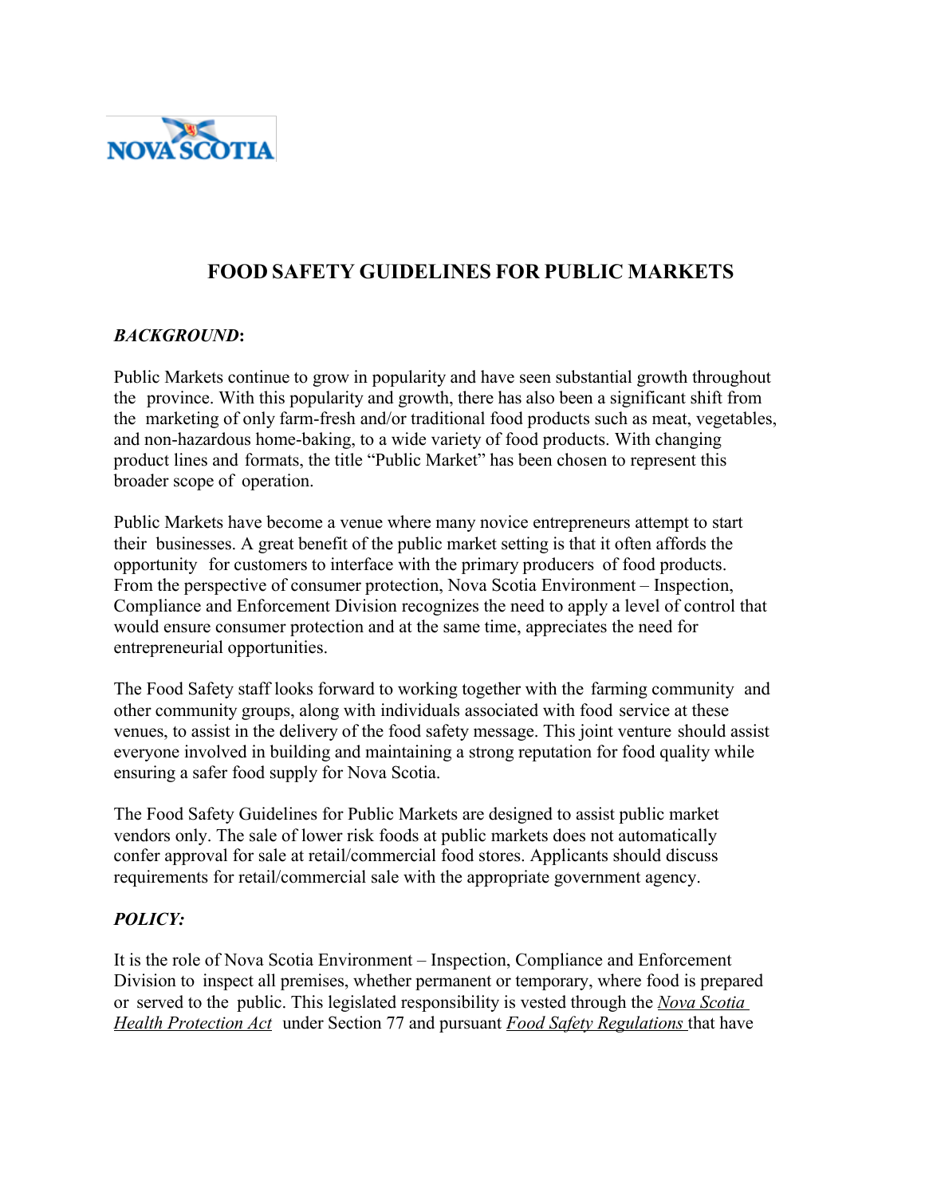# FOOD SAFETY GUIDELINES FOR PUBLIC MARKETS

***BACKGROUND*:**

Public Markets continue to grow in popularity and have seen substantial growth throughout the province. With this popularity and growth, there has also been a significant shift from the marketing of only farm-fresh and/or traditional food products such as meat, vegetables, and non-hazardous home-baking, to a wide variety of food products. With changing product lines and formats, the title "Public Market" has been chosen to represent this broader scope of operation.

Public Markets have become a venue where many novice entrepreneurs attempt to start their businesses. A great benefit of the public market setting is that it often affords the opportunity for customers to interface with the primary producers of food products. From the perspective of consumer protection, Nova Scotia Environment – Inspection, Compliance and Enforcement Division recognizes the need to apply a level of control that would ensure consumer protection and at the same time, appreciates the need for entrepreneurial opportunities.

The Food Safety staff looks forward to working together with the farming community and other community groups, along with individuals associated with food service at these venues, to assist in the delivery of the food safety message. This joint venture should assist everyone involved in building and maintaining a strong reputation for food quality while ensuring a safer food supply for Nova Scotia.

The Food Safety Guidelines for Public Markets are designed to assist public market vendors only. The sale of lower risk foods at public markets does not automatically confer approval for sale at retail/commercial food stores. Applicants should discuss requirements for retail/commercial sale with the appropriate government agency.

***POLICY:***

It is the role of Nova Scotia Environment – Inspection, Compliance and Enforcement Division to inspect all premises, whether permanent or temporary, where food is prepared or served to the public. This legislated responsibility is vested through the *Nova Scotia Health Protection Act* under Section 77 and pursuant *Food Safety Regulations* that have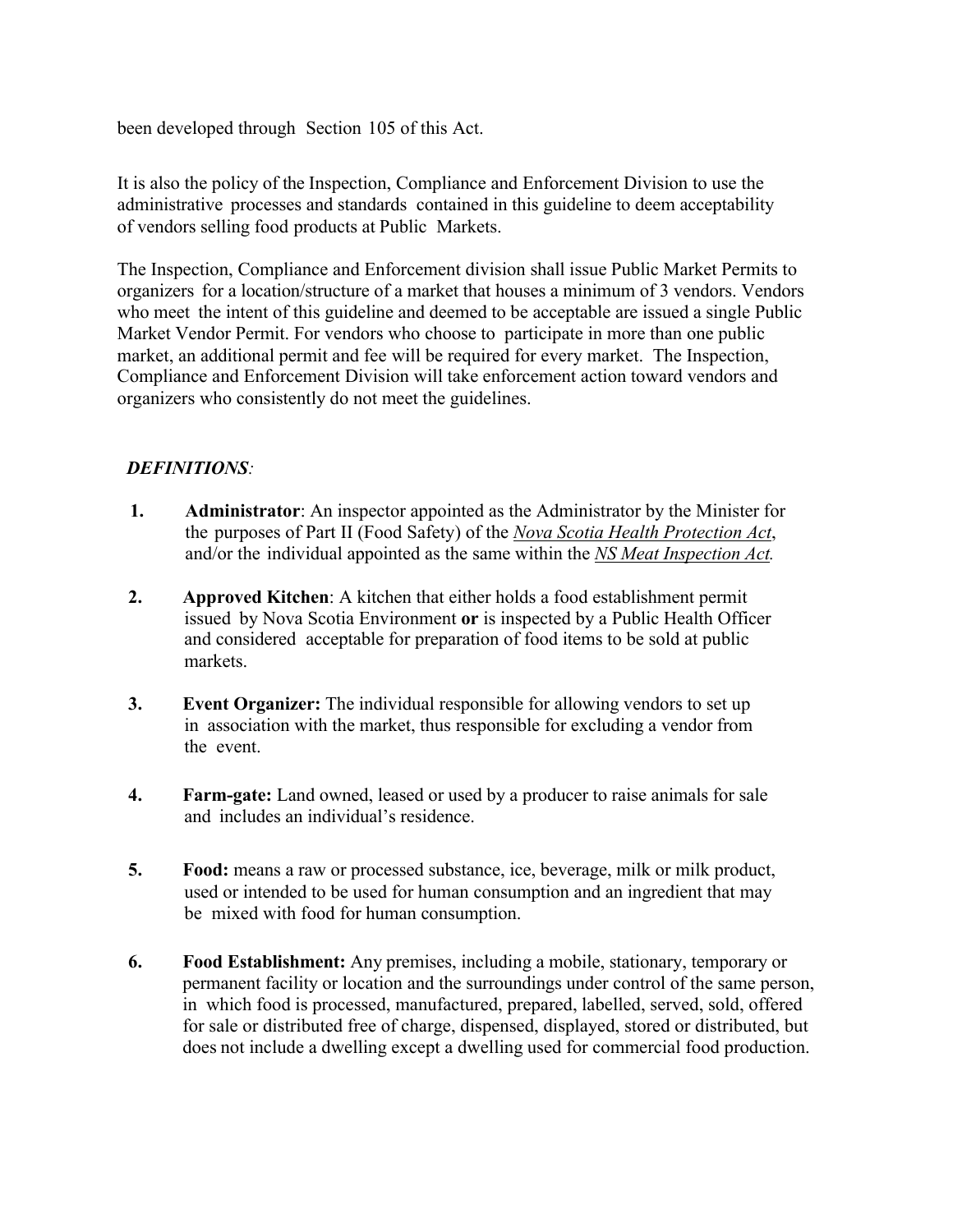been developed through Section 105 of this Act.

It is also the policy of the Inspection, Compliance and Enforcement Division to use the administrative processes and standards contained in this guideline to deem acceptability of vendors selling food products at Public Markets.

The Inspection, Compliance and Enforcement division shall issue Public Market Permits to organizers for a location/structure of a market that houses a minimum of 3 vendors. Vendors who meet the intent of this guideline and deemed to be acceptable are issued a single Public Market Vendor Permit. For vendors who choose to participate in more than one public market, an additional permit and fee will be required for every market. The Inspection, Compliance and Enforcement Division will take enforcement action toward vendors and organizers who consistently do not meet the guidelines.

***DEFINITIONS:***

1. **Administrator**: An inspector appointed as the Administrator by the Minister for the purposes of Part II (Food Safety) of the *Nova Scotia Health Protection Act*, and/or the individual appointed as the same within the *NS Meat Inspection Act.*

2. **Approved Kitchen**: A kitchen that either holds a food establishment permit issued by Nova Scotia Environment **or** is inspected by a Public Health Officer and considered acceptable for preparation of food items to be sold at public markets.

3. **Event Organizer:** The individual responsible for allowing vendors to set up in association with the market, thus responsible for excluding a vendor from the event.

4. **Farm-gate:** Land owned, leased or used by a producer to raise animals for sale and includes an individual's residence.

5. **Food:** means a raw or processed substance, ice, beverage, milk or milk product, used or intended to be used for human consumption and an ingredient that may be mixed with food for human consumption.

6. **Food Establishment:** Any premises, including a mobile, stationary, temporary or permanent facility or location and the surroundings under control of the same person, in which food is processed, manufactured, prepared, labelled, served, sold, offered for sale or distributed free of charge, dispensed, displayed, stored or distributed, but does not include a dwelling except a dwelling used for commercial food production.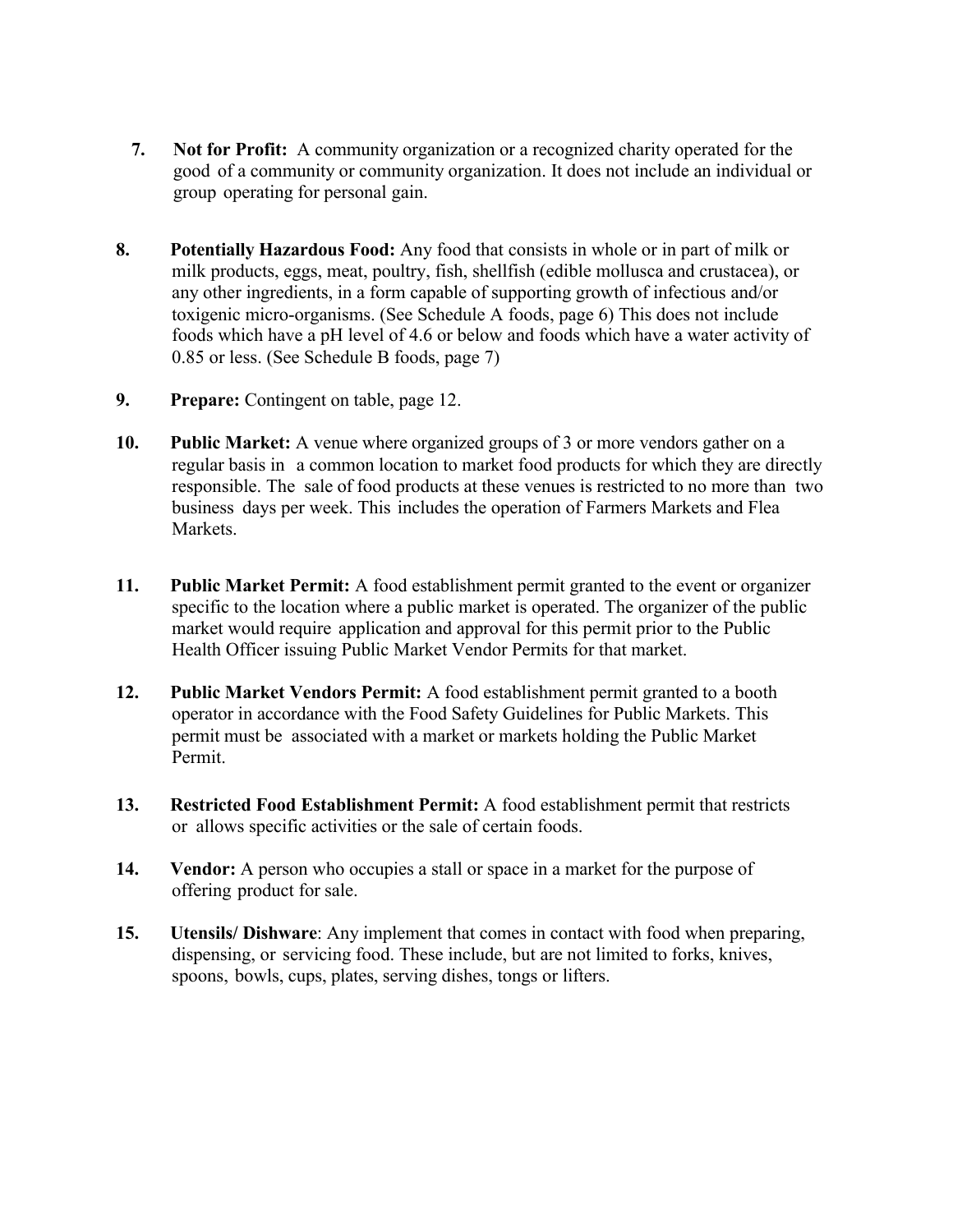7. **Not for Profit:** A community organization or a recognized charity operated for the good of a community or community organization. It does not include an individual or group operating for personal gain.

8. **Potentially Hazardous Food:** Any food that consists in whole or in part of milk or milk products, eggs, meat, poultry, fish, shellfish (edible mollusca and crustacea), or any other ingredients, in a form capable of supporting growth of infectious and/or toxigenic micro-organisms. (See Schedule A foods, page 6) This does not include foods which have a pH level of 4.6 or below and foods which have a water activity of 0.85 or less. (See Schedule B foods, page 7)

9. **Prepare:** Contingent on table, page 12.

10. **Public Market:** A venue where organized groups of 3 or more vendors gather on a regular basis in a common location to market food products for which they are directly responsible. The sale of food products at these venues is restricted to no more than two business days per week. This includes the operation of Farmers Markets and Flea Markets.

11. **Public Market Permit:** A food establishment permit granted to the event or organizer specific to the location where a public market is operated. The organizer of the public market would require application and approval for this permit prior to the Public Health Officer issuing Public Market Vendor Permits for that market.

12. **Public Market Vendors Permit:** A food establishment permit granted to a booth operator in accordance with the Food Safety Guidelines for Public Markets. This permit must be associated with a market or markets holding the Public Market Permit.

13. **Restricted Food Establishment Permit:** A food establishment permit that restricts or allows specific activities or the sale of certain foods.

14. **Vendor:** A person who occupies a stall or space in a market for the purpose of offering product for sale.

15. **Utensils/ Dishware**: Any implement that comes in contact with food when preparing, dispensing, or servicing food. These include, but are not limited to forks, knives, spoons, bowls, cups, plates, serving dishes, tongs or lifters.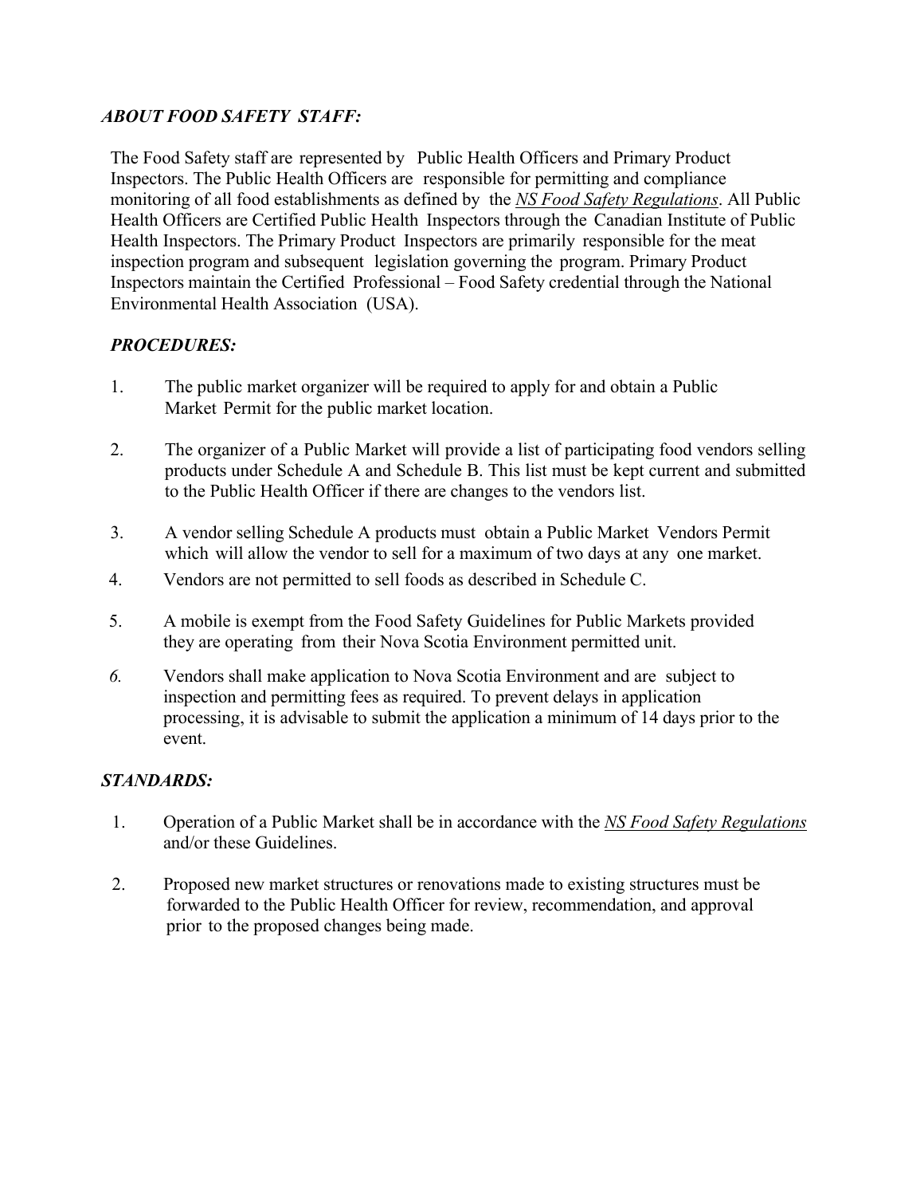### *ABOUT FOOD SAFETY STAFF:*

The Food Safety staff are represented by Public Health Officers and Primary Product Inspectors. The Public Health Officers are responsible for permitting and compliance monitoring of all food establishments as defined by the *NS Food Safety Regulations*. All Public Health Officers are Certified Public Health Inspectors through the Canadian Institute of Public Health Inspectors. The Primary Product Inspectors are primarily responsible for the meat inspection program and subsequent legislation governing the program. Primary Product Inspectors maintain the Certified Professional – Food Safety credential through the National Environmental Health Association (USA).

### *PROCEDURES:*

1. The public market organizer will be required to apply for and obtain a Public Market Permit for the public market location.
2. The organizer of a Public Market will provide a list of participating food vendors selling products under Schedule A and Schedule B. This list must be kept current and submitted to the Public Health Officer if there are changes to the vendors list.
3. A vendor selling Schedule A products must obtain a Public Market Vendors Permit which will allow the vendor to sell for a maximum of two days at any one market.
4. Vendors are not permitted to sell foods as described in Schedule C.
5. A mobile is exempt from the Food Safety Guidelines for Public Markets provided they are operating from their Nova Scotia Environment permitted unit.
6. Vendors shall make application to Nova Scotia Environment and are subject to inspection and permitting fees as required. To prevent delays in application processing, it is advisable to submit the application a minimum of 14 days prior to the event.

### *STANDARDS:*

1. Operation of a Public Market shall be in accordance with the *NS Food Safety Regulations* and/or these Guidelines.
2. Proposed new market structures or renovations made to existing structures must be forwarded to the Public Health Officer for review, recommendation, and approval prior to the proposed changes being made.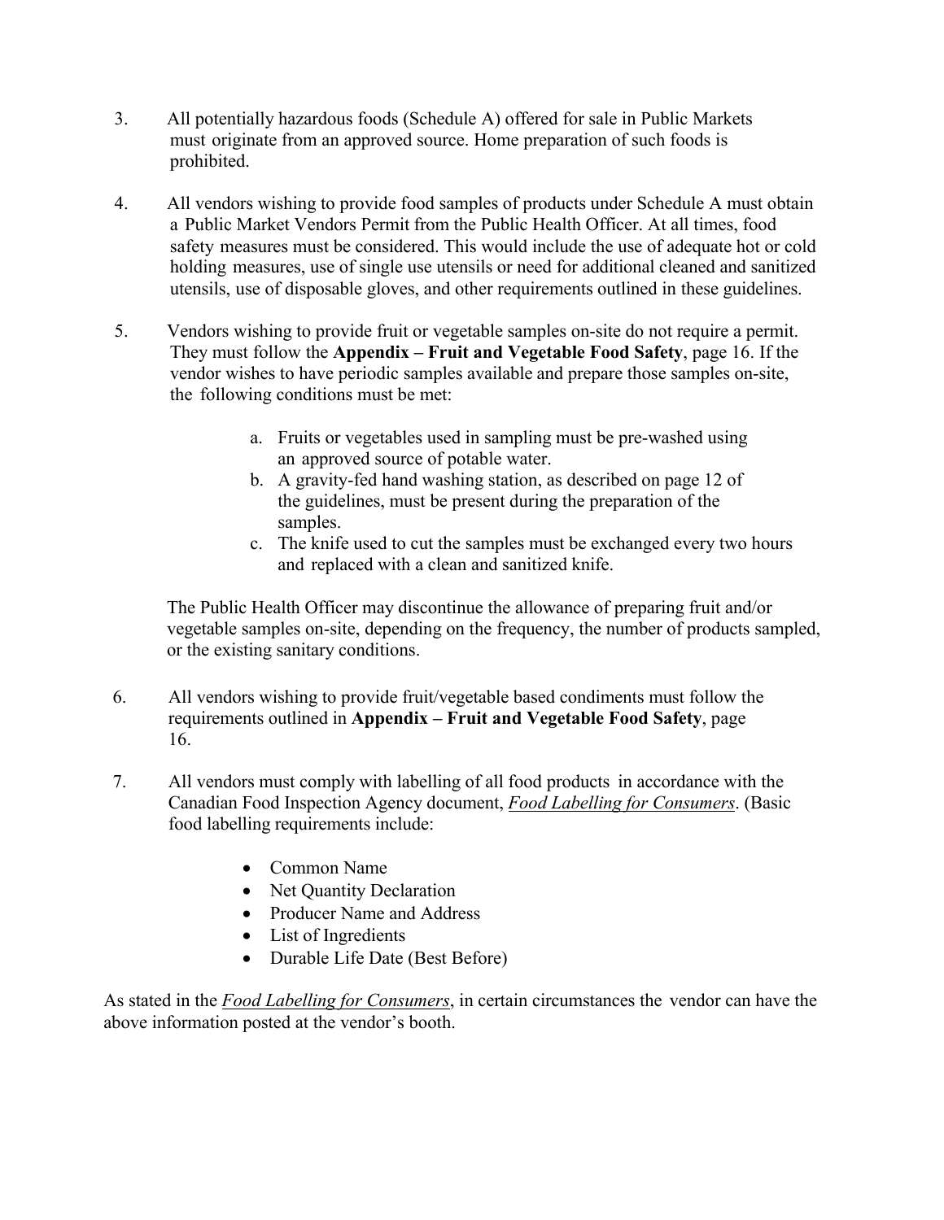3. All potentially hazardous foods (Schedule A) offered for sale in Public Markets must originate from an approved source. Home preparation of such foods is prohibited.

4. All vendors wishing to provide food samples of products under Schedule A must obtain a Public Market Vendors Permit from the Public Health Officer. At all times, food safety measures must be considered. This would include the use of adequate hot or cold holding measures, use of single use utensils or need for additional cleaned and sanitized utensils, use of disposable gloves, and other requirements outlined in these guidelines.

5. Vendors wishing to provide fruit or vegetable samples on-site do not require a permit. They must follow the **Appendix – Fruit and Vegetable Food Safety**, page 16. If the vendor wishes to have periodic samples available and prepare those samples on-site, the following conditions must be met:

   a. Fruits or vegetables used in sampling must be pre-washed using an approved source of potable water.
   b. A gravity-fed hand washing station, as described on page 12 of the guidelines, must be present during the preparation of the samples.
   c. The knife used to cut the samples must be exchanged every two hours and replaced with a clean and sanitized knife.

   The Public Health Officer may discontinue the allowance of preparing fruit and/or vegetable samples on-site, depending on the frequency, the number of products sampled, or the existing sanitary conditions.

6. All vendors wishing to provide fruit/vegetable based condiments must follow the requirements outlined in **Appendix – Fruit and Vegetable Food Safety**, page 16.

7. All vendors must comply with labelling of all food products in accordance with the Canadian Food Inspection Agency document, ***Food Labelling for Consumers***. (Basic food labelling requirements include:

   - Common Name
   - Net Quantity Declaration
   - Producer Name and Address
   - List of Ingredients
   - Durable Life Date (Best Before)

As stated in the ***Food Labelling for Consumers***, in certain circumstances the vendor can have the above information posted at the vendor's booth.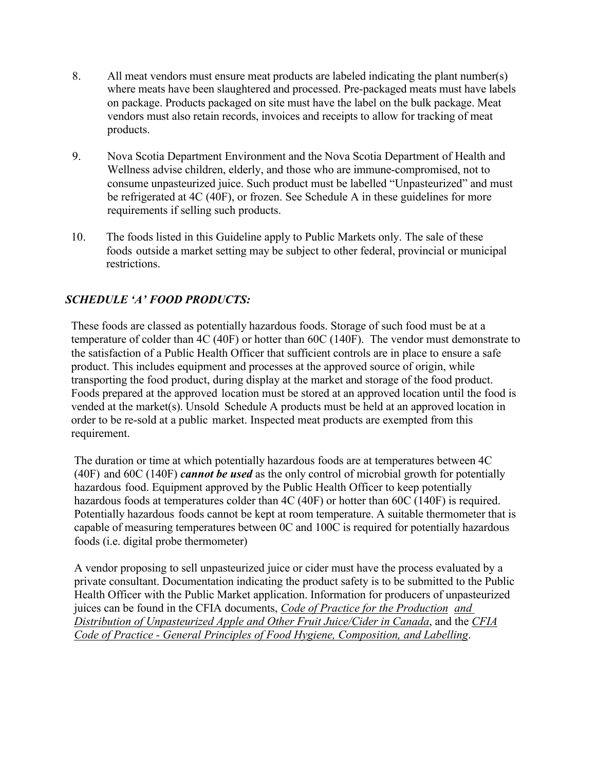8. All meat vendors must ensure meat products are labeled indicating the plant number(s) where meats have been slaughtered and processed. Pre-packaged meats must have labels on package. Products packaged on site must have the label on the bulk package. Meat vendors must also retain records, invoices and receipts to allow for tracking of meat products.

9. Nova Scotia Department Environment and the Nova Scotia Department of Health and Wellness advise children, elderly, and those who are immune-compromised, not to consume unpasteurized juice. Such product must be labelled "Unpasteurized" and must be refrigerated at 4C (40F), or frozen. See Schedule A in these guidelines for more requirements if selling such products.

10. The foods listed in this Guideline apply to Public Markets only. The sale of these foods outside a market setting may be subject to other federal, provincial or municipal restrictions.

### *SCHEDULE 'A' FOOD PRODUCTS:*

These foods are classed as potentially hazardous foods. Storage of such food must be at a temperature of colder than 4C (40F) or hotter than 60C (140F). The vendor must demonstrate to the satisfaction of a Public Health Officer that sufficient controls are in place to ensure a safe product. This includes equipment and processes at the approved source of origin, while transporting the food product, during display at the market and storage of the food product. Foods prepared at the approved location must be stored at an approved location until the food is vended at the market(s). Unsold Schedule A products must be held at an approved location in order to be re-sold at a public market. Inspected meat products are exempted from this requirement.

The duration or time at which potentially hazardous foods are at temperatures between 4C (40F) and 60C (140F) ***cannot be used*** as the only control of microbial growth for potentially hazardous food. Equipment approved by the Public Health Officer to keep potentially hazardous foods at temperatures colder than 4C (40F) or hotter than 60C (140F) is required. Potentially hazardous foods cannot be kept at room temperature. A suitable thermometer that is capable of measuring temperatures between 0C and 100C is required for potentially hazardous foods (i.e. digital probe thermometer)

A vendor proposing to sell unpasteurized juice or cider must have the process evaluated by a private consultant. Documentation indicating the product safety is to be submitted to the Public Health Officer with the Public Market application. Information for producers of unpasteurized juices can be found in the CFIA documents, *Code of Practice for the Production and Distribution of Unpasteurized Apple and Other Fruit Juice/Cider in Canada*, and the *CFIA Code of Practice - General Principles of Food Hygiene, Composition, and Labelling*.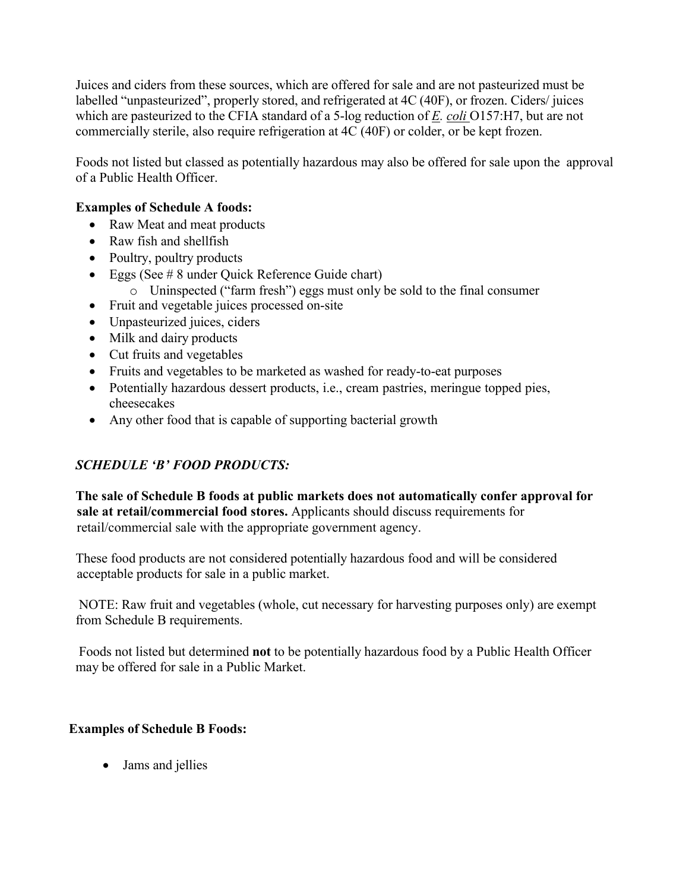Juices and ciders from these sources, which are offered for sale and are not pasteurized must be labelled "unpasteurized", properly stored, and refrigerated at 4C (40F), or frozen. Ciders/ juices which are pasteurized to the CFIA standard of a 5-log reduction of *E. coli* O157:H7, but are not commercially sterile, also require refrigeration at 4C (40F) or colder, or be kept frozen.

Foods not listed but classed as potentially hazardous may also be offered for sale upon the approval of a Public Health Officer.

**Examples of Schedule A foods:**

- Raw Meat and meat products
- Raw fish and shellfish
- Poultry, poultry products
- Eggs (See # 8 under Quick Reference Guide chart)
    - Uninspected ("farm fresh") eggs must only be sold to the final consumer
- Fruit and vegetable juices processed on-site
- Unpasteurized juices, ciders
- Milk and dairy products
- Cut fruits and vegetables
- Fruits and vegetables to be marketed as washed for ready-to-eat purposes
- Potentially hazardous dessert products, i.e., cream pastries, meringue topped pies, cheesecakes
- Any other food that is capable of supporting bacterial growth

### *SCHEDULE 'B' FOOD PRODUCTS:*

**The sale of Schedule B foods at public markets does not automatically confer approval for sale at retail/commercial food stores.** Applicants should discuss requirements for retail/commercial sale with the appropriate government agency.

These food products are not considered potentially hazardous food and will be considered acceptable products for sale in a public market.

NOTE: Raw fruit and vegetables (whole, cut necessary for harvesting purposes only) are exempt from Schedule B requirements.

Foods not listed but determined **not** to be potentially hazardous food by a Public Health Officer may be offered for sale in a Public Market.

**Examples of Schedule B Foods:**

- Jams and jellies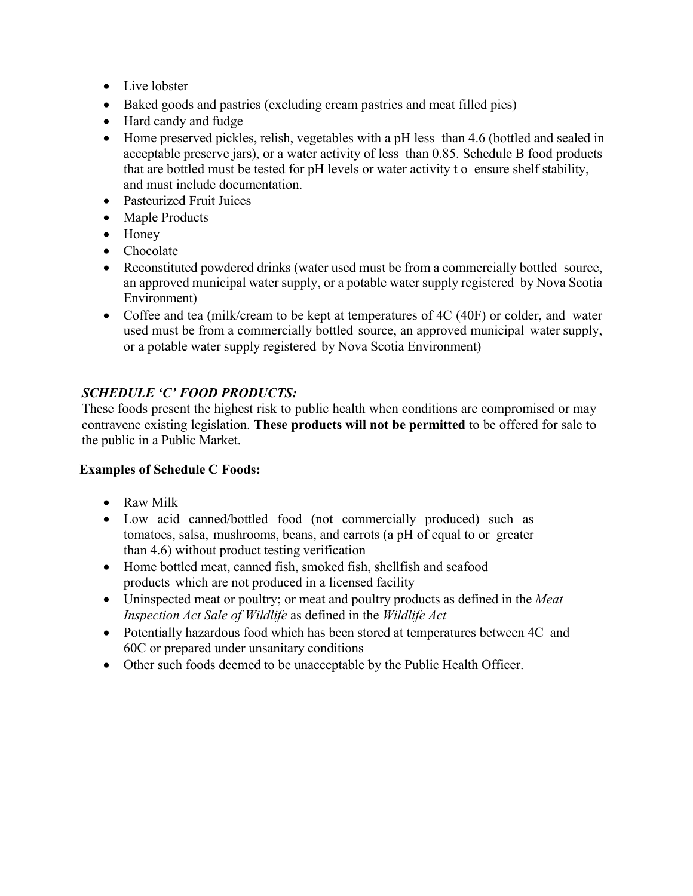- Live lobster
- Baked goods and pastries (excluding cream pastries and meat filled pies)
- Hard candy and fudge
- Home preserved pickles, relish, vegetables with a pH less than 4.6 (bottled and sealed in acceptable preserve jars), or a water activity of less than 0.85. Schedule B food products that are bottled must be tested for pH levels or water activity t o ensure shelf stability, and must include documentation.
- Pasteurized Fruit Juices
- Maple Products
- Honey
- Chocolate
- Reconstituted powdered drinks (water used must be from a commercially bottled source, an approved municipal water supply, or a potable water supply registered by Nova Scotia Environment)
- Coffee and tea (milk/cream to be kept at temperatures of 4C (40F) or colder, and water used must be from a commercially bottled source, an approved municipal water supply, or a potable water supply registered by Nova Scotia Environment)

***SCHEDULE 'C' FOOD PRODUCTS:***

These foods present the highest risk to public health when conditions are compromised or may contravene existing legislation. **These products will not be permitted** to be offered for sale to the public in a Public Market.

**Examples of Schedule C Foods:**

- Raw Milk
- Low acid canned/bottled food (not commercially produced) such as tomatoes, salsa, mushrooms, beans, and carrots (a pH of equal to or greater than 4.6) without product testing verification
- Home bottled meat, canned fish, smoked fish, shellfish and seafood products which are not produced in a licensed facility
- Uninspected meat or poultry; or meat and poultry products as defined in the *Meat Inspection Act Sale of Wildlife* as defined in the *Wildlife Act*
- Potentially hazardous food which has been stored at temperatures between 4C and 60C or prepared under unsanitary conditions
- Other such foods deemed to be unacceptable by the Public Health Officer.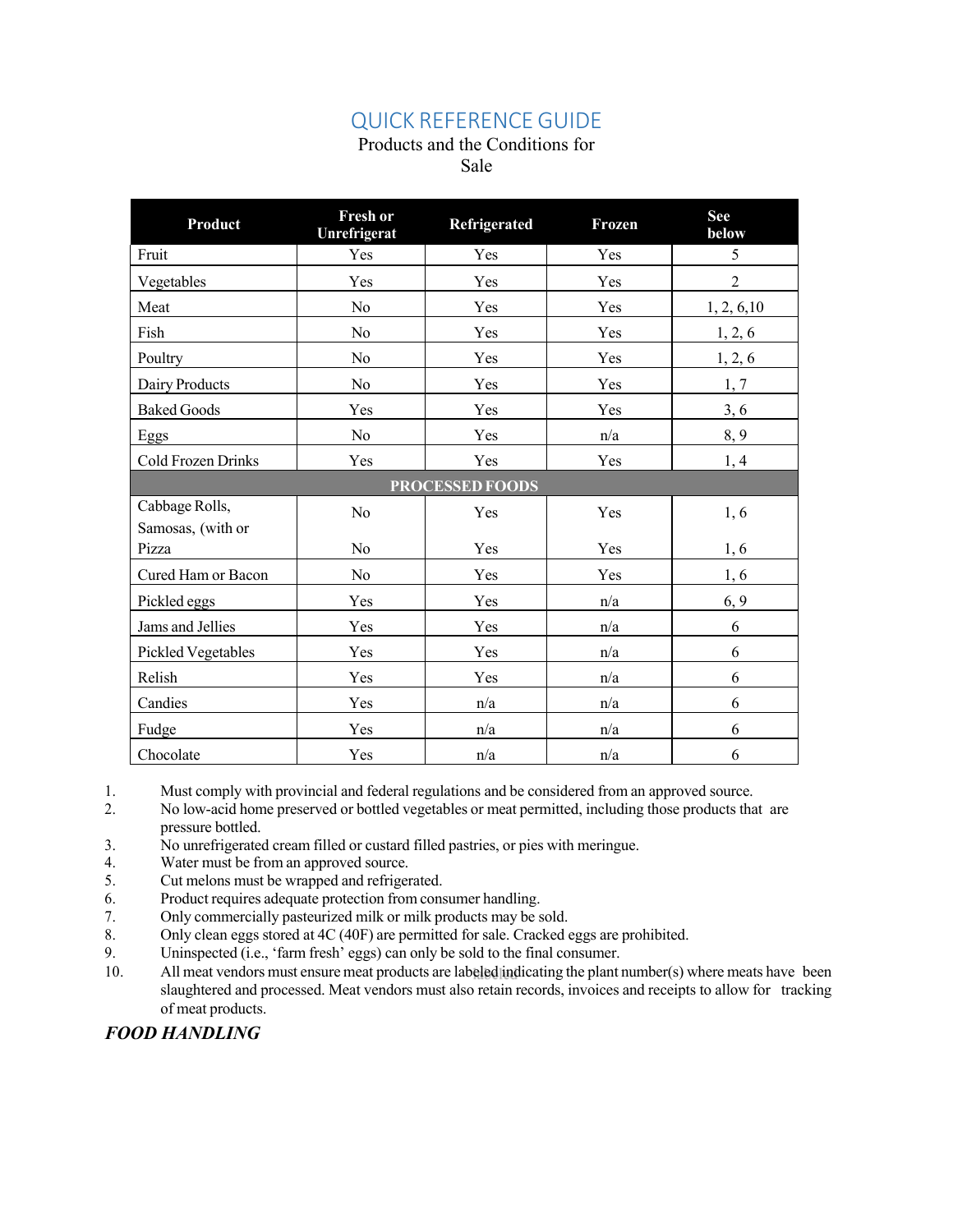# QUICK REFERENCE GUIDE

Products and the Conditions for Sale

| Product | Fresh or Unrefrigerat | Refrigerated | Frozen | See below |
|---|---|---|---|---|
| Fruit | Yes | Yes | Yes | 5 |
| Vegetables | Yes | Yes | Yes | 2 |
| Meat | No | Yes | Yes | 1, 2, 6,10 |
| Fish | No | Yes | Yes | 1, 2, 6 |
| Poultry | No | Yes | Yes | 1, 2, 6 |
| Dairy Products | No | Yes | Yes | 1, 7 |
| Baked Goods | Yes | Yes | Yes | 3, 6 |
| Eggs | No | Yes | n/a | 8, 9 |
| Cold Frozen Drinks | Yes | Yes | Yes | 1, 4 |
| **PROCESSED FOODS** | | | | |
| Cabbage Rolls, Samosas, (with or | No | Yes | Yes | 1, 6 |
| Pizza | No | Yes | Yes | 1, 6 |
| Cured Ham or Bacon | No | Yes | Yes | 1, 6 |
| Pickled eggs | Yes | Yes | n/a | 6, 9 |
| Jams and Jellies | Yes | Yes | n/a | 6 |
| Pickled Vegetables | Yes | Yes | n/a | 6 |
| Relish | Yes | Yes | n/a | 6 |
| Candies | Yes | n/a | n/a | 6 |
| Fudge | Yes | n/a | n/a | 6 |
| Chocolate | Yes | n/a | n/a | 6 |

1. Must comply with provincial and federal regulations and be considered from an approved source.
2. No low-acid home preserved or bottled vegetables or meat permitted, including those products that are pressure bottled.
3. No unrefrigerated cream filled or custard filled pastries, or pies with meringue.
4. Water must be from an approved source.
5. Cut melons must be wrapped and refrigerated.
6. Product requires adequate protection from consumer handling.
7. Only commercially pasteurized milk or milk products may be sold.
8. Only clean eggs stored at 4C (40F) are permitted for sale. Cracked eggs are prohibited.
9. Uninspected (i.e., 'farm fresh' eggs) can only be sold to the final consumer.
10. All meat vendors must ensure meat products are labeled indicating the plant number(s) where meats have been slaughtered and processed. Meat vendors must also retain records, invoices and receipts to allow for tracking of meat products.

***FOOD HANDLING***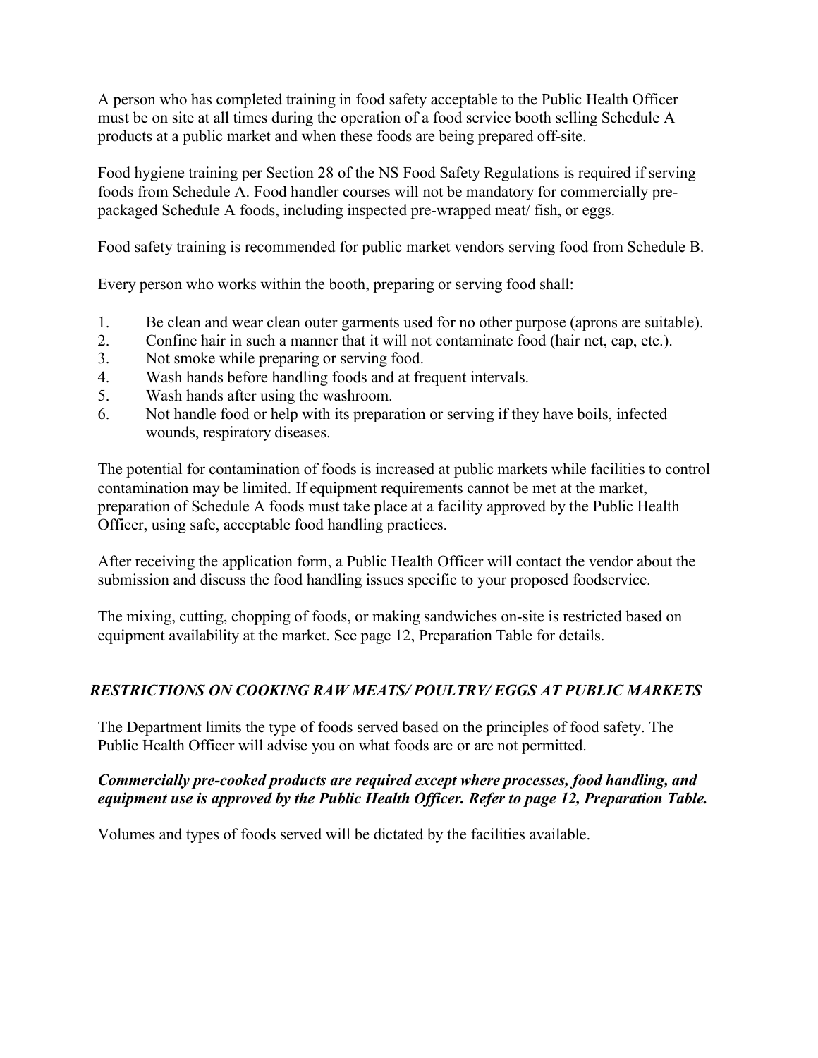A person who has completed training in food safety acceptable to the Public Health Officer must be on site at all times during the operation of a food service booth selling Schedule A products at a public market and when these foods are being prepared off-site.

Food hygiene training per Section 28 of the NS Food Safety Regulations is required if serving foods from Schedule A. Food handler courses will not be mandatory for commercially pre-packaged Schedule A foods, including inspected pre-wrapped meat/ fish, or eggs.

Food safety training is recommended for public market vendors serving food from Schedule B.

Every person who works within the booth, preparing or serving food shall:

1. Be clean and wear clean outer garments used for no other purpose (aprons are suitable).
2. Confine hair in such a manner that it will not contaminate food (hair net, cap, etc.).
3. Not smoke while preparing or serving food.
4. Wash hands before handling foods and at frequent intervals.
5. Wash hands after using the washroom.
6. Not handle food or help with its preparation or serving if they have boils, infected wounds, respiratory diseases.

The potential for contamination of foods is increased at public markets while facilities to control contamination may be limited. If equipment requirements cannot be met at the market, preparation of Schedule A foods must take place at a facility approved by the Public Health Officer, using safe, acceptable food handling practices.

After receiving the application form, a Public Health Officer will contact the vendor about the submission and discuss the food handling issues specific to your proposed foodservice.

The mixing, cutting, chopping of foods, or making sandwiches on-site is restricted based on equipment availability at the market. See page 12, Preparation Table for details.

### *RESTRICTIONS ON COOKING RAW MEATS/ POULTRY/ EGGS AT PUBLIC MARKETS*

The Department limits the type of foods served based on the principles of food safety. The Public Health Officer will advise you on what foods are or are not permitted.

***Commercially pre-cooked products are required except where processes, food handling, and equipment use is approved by the Public Health Officer. Refer to page 12, Preparation Table.***

Volumes and types of foods served will be dictated by the facilities available.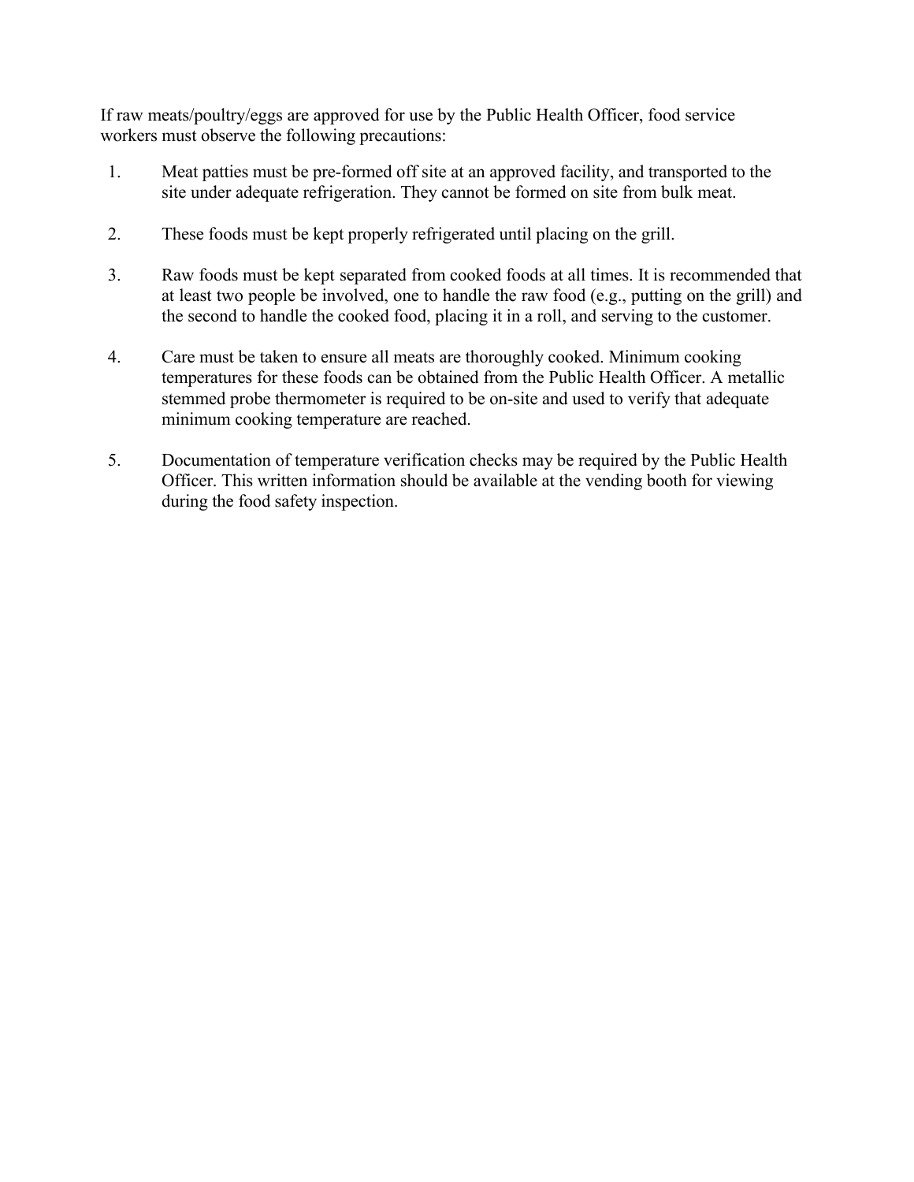If raw meats/poultry/eggs are approved for use by the Public Health Officer, food service workers must observe the following precautions:

1. Meat patties must be pre-formed off site at an approved facility, and transported to the site under adequate refrigeration. They cannot be formed on site from bulk meat.

2. These foods must be kept properly refrigerated until placing on the grill.

3. Raw foods must be kept separated from cooked foods at all times. It is recommended that at least two people be involved, one to handle the raw food (e.g., putting on the grill) and the second to handle the cooked food, placing it in a roll, and serving to the customer.

4. Care must be taken to ensure all meats are thoroughly cooked. Minimum cooking temperatures for these foods can be obtained from the Public Health Officer. A metallic stemmed probe thermometer is required to be on-site and used to verify that adequate minimum cooking temperature are reached.

5. Documentation of temperature verification checks may be required by the Public Health Officer. This written information should be available at the vending booth for viewing during the food safety inspection.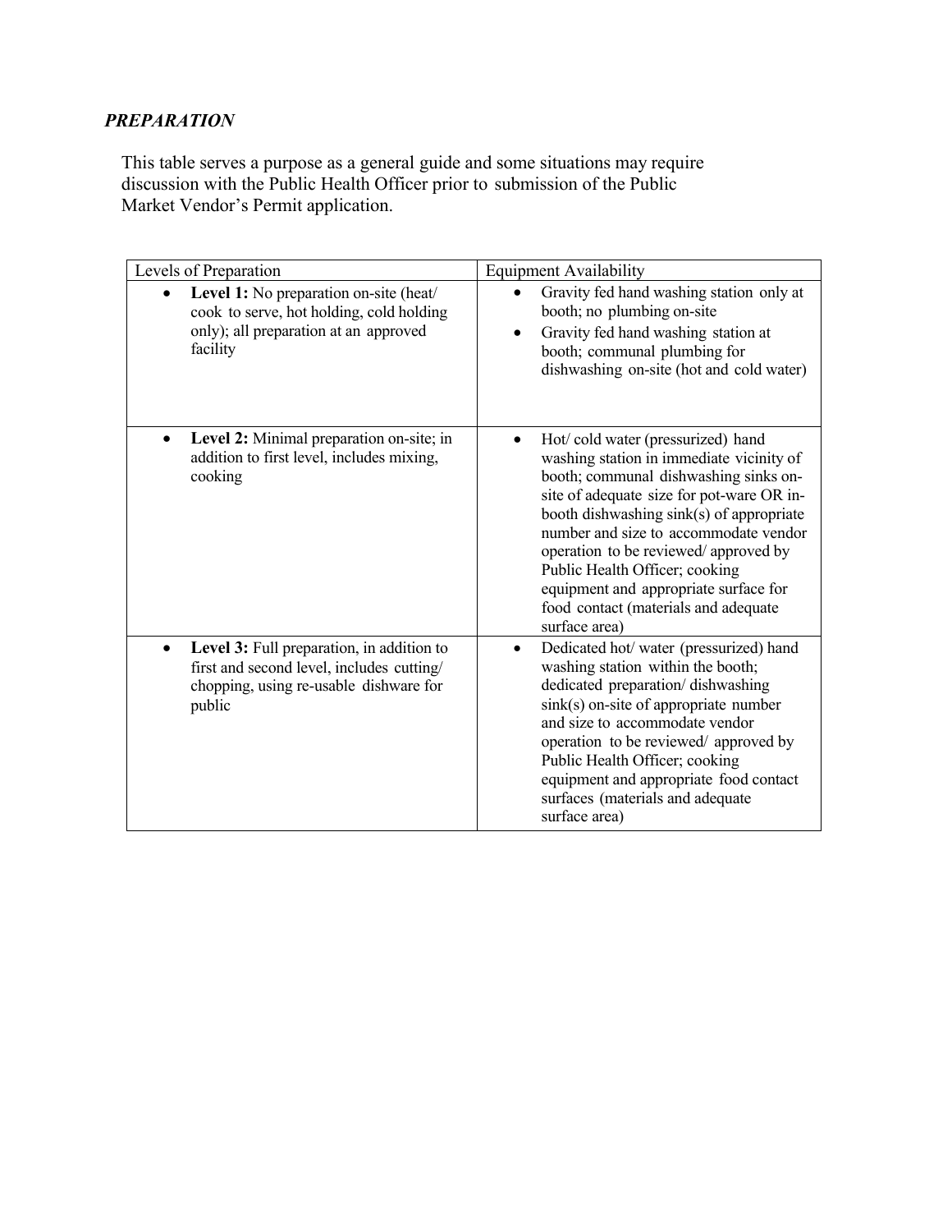***PREPARATION***

This table serves a purpose as a general guide and some situations may require discussion with the Public Health Officer prior to submission of the Public Market Vendor's Permit application.

| Levels of Preparation | Equipment Availability |
|---|---|
| • **Level 1:** No preparation on-site (heat/ cook to serve, hot holding, cold holding only); all preparation at an approved facility | • Gravity fed hand washing station only at booth; no plumbing on-site<br>• Gravity fed hand washing station at booth; communal plumbing for dishwashing on-site (hot and cold water) |
| • **Level 2:** Minimal preparation on-site; in addition to first level, includes mixing, cooking | • Hot/ cold water (pressurized) hand washing station in immediate vicinity of booth; communal dishwashing sinks on-site of adequate size for pot-ware OR in-booth dishwashing sink(s) of appropriate number and size to accommodate vendor operation to be reviewed/ approved by Public Health Officer; cooking equipment and appropriate surface for food contact (materials and adequate surface area) |
| • **Level 3:** Full preparation, in addition to first and second level, includes cutting/ chopping, using re-usable dishware for public | • Dedicated hot/ water (pressurized) hand washing station within the booth; dedicated preparation/ dishwashing sink(s) on-site of appropriate number and size to accommodate vendor operation to be reviewed/ approved by Public Health Officer; cooking equipment and appropriate food contact surfaces (materials and adequate surface area) |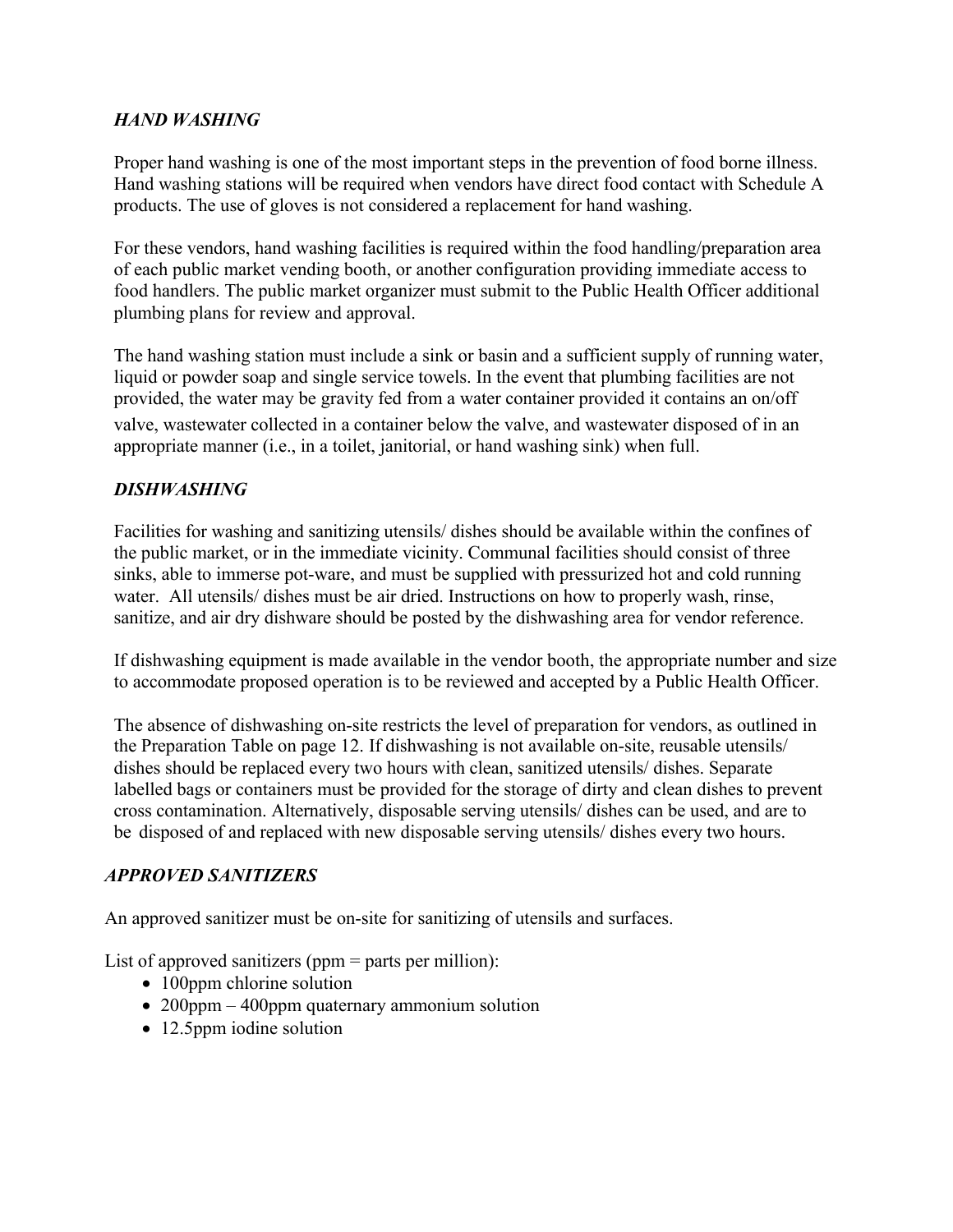### *HAND WASHING*

Proper hand washing is one of the most important steps in the prevention of food borne illness. Hand washing stations will be required when vendors have direct food contact with Schedule A products. The use of gloves is not considered a replacement for hand washing.

For these vendors, hand washing facilities is required within the food handling/preparation area of each public market vending booth, or another configuration providing immediate access to food handlers. The public market organizer must submit to the Public Health Officer additional plumbing plans for review and approval.

The hand washing station must include a sink or basin and a sufficient supply of running water, liquid or powder soap and single service towels. In the event that plumbing facilities are not provided, the water may be gravity fed from a water container provided it contains an on/off valve, wastewater collected in a container below the valve, and wastewater disposed of in an appropriate manner (i.e., in a toilet, janitorial, or hand washing sink) when full.

### *DISHWASHING*

Facilities for washing and sanitizing utensils/ dishes should be available within the confines of the public market, or in the immediate vicinity. Communal facilities should consist of three sinks, able to immerse pot-ware, and must be supplied with pressurized hot and cold running water. All utensils/ dishes must be air dried. Instructions on how to properly wash, rinse, sanitize, and air dry dishware should be posted by the dishwashing area for vendor reference.

If dishwashing equipment is made available in the vendor booth, the appropriate number and size to accommodate proposed operation is to be reviewed and accepted by a Public Health Officer.

The absence of dishwashing on-site restricts the level of preparation for vendors, as outlined in the Preparation Table on page 12. If dishwashing is not available on-site, reusable utensils/ dishes should be replaced every two hours with clean, sanitized utensils/ dishes. Separate labelled bags or containers must be provided for the storage of dirty and clean dishes to prevent cross contamination. Alternatively, disposable serving utensils/ dishes can be used, and are to be disposed of and replaced with new disposable serving utensils/ dishes every two hours.

### *APPROVED SANITIZERS*

An approved sanitizer must be on-site for sanitizing of utensils and surfaces.

List of approved sanitizers (ppm = parts per million):

- 100ppm chlorine solution
- 200ppm – 400ppm quaternary ammonium solution
- 12.5ppm iodine solution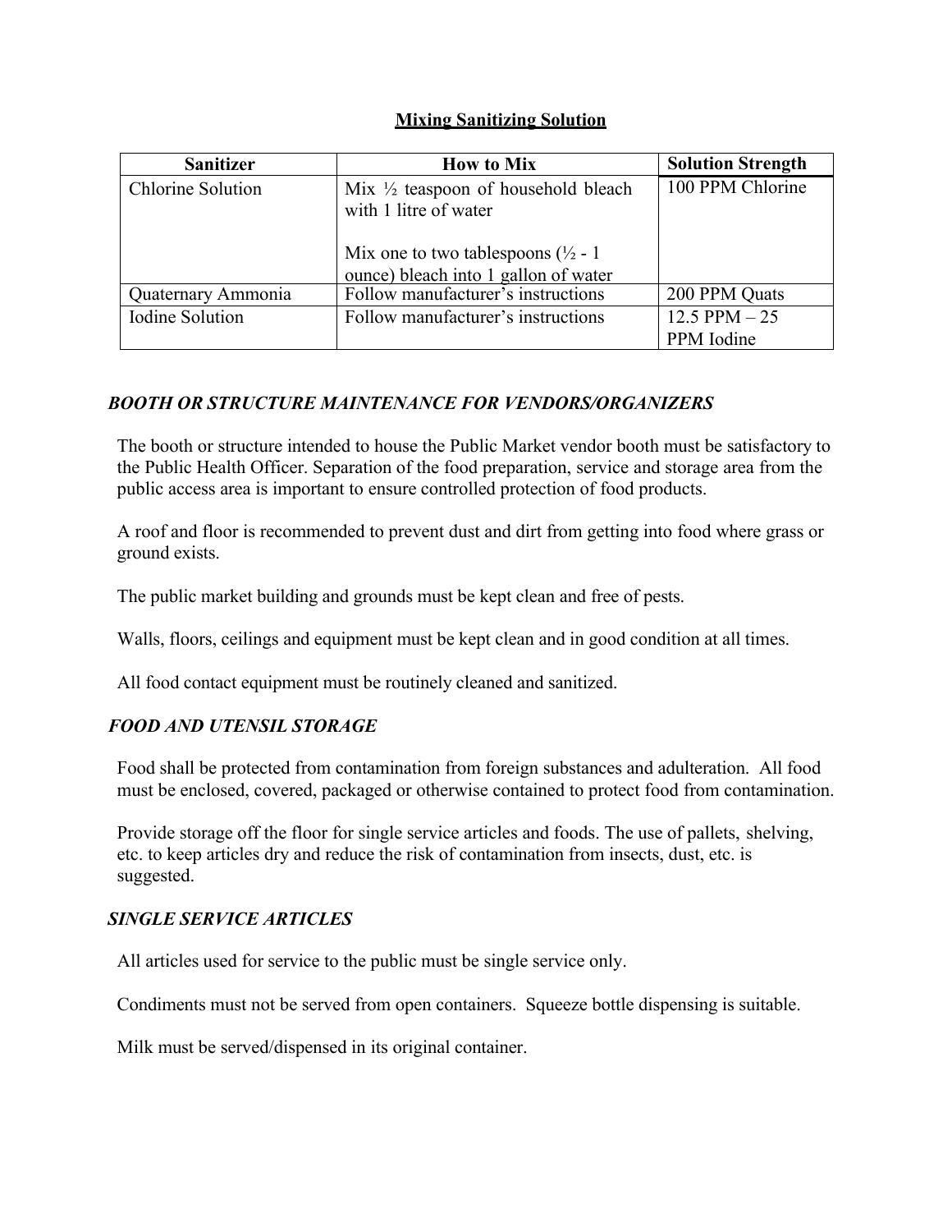## Mixing Sanitizing Solution

| Sanitizer | How to Mix | Solution Strength |
|---|---|---|
| Chlorine Solution | Mix ½ teaspoon of household bleach with 1 litre of water<br><br>Mix one to two tablespoons (½ - 1 ounce) bleach into 1 gallon of water | 100 PPM Chlorine |
| Quaternary Ammonia | Follow manufacturer's instructions | 200 PPM Quats |
| Iodine Solution | Follow manufacturer's instructions | 12.5 PPM – 25 PPM Iodine |

### *BOOTH OR STRUCTURE MAINTENANCE FOR VENDORS/ORGANIZERS*

The booth or structure intended to house the Public Market vendor booth must be satisfactory to the Public Health Officer. Separation of the food preparation, service and storage area from the public access area is important to ensure controlled protection of food products.

A roof and floor is recommended to prevent dust and dirt from getting into food where grass or ground exists.

The public market building and grounds must be kept clean and free of pests.

Walls, floors, ceilings and equipment must be kept clean and in good condition at all times.

All food contact equipment must be routinely cleaned and sanitized.

### *FOOD AND UTENSIL STORAGE*

Food shall be protected from contamination from foreign substances and adulteration. All food must be enclosed, covered, packaged or otherwise contained to protect food from contamination.

Provide storage off the floor for single service articles and foods. The use of pallets, shelving, etc. to keep articles dry and reduce the risk of contamination from insects, dust, etc. is suggested.

### *SINGLE SERVICE ARTICLES*

All articles used for service to the public must be single service only.

Condiments must not be served from open containers. Squeeze bottle dispensing is suitable.

Milk must be served/dispensed in its original container.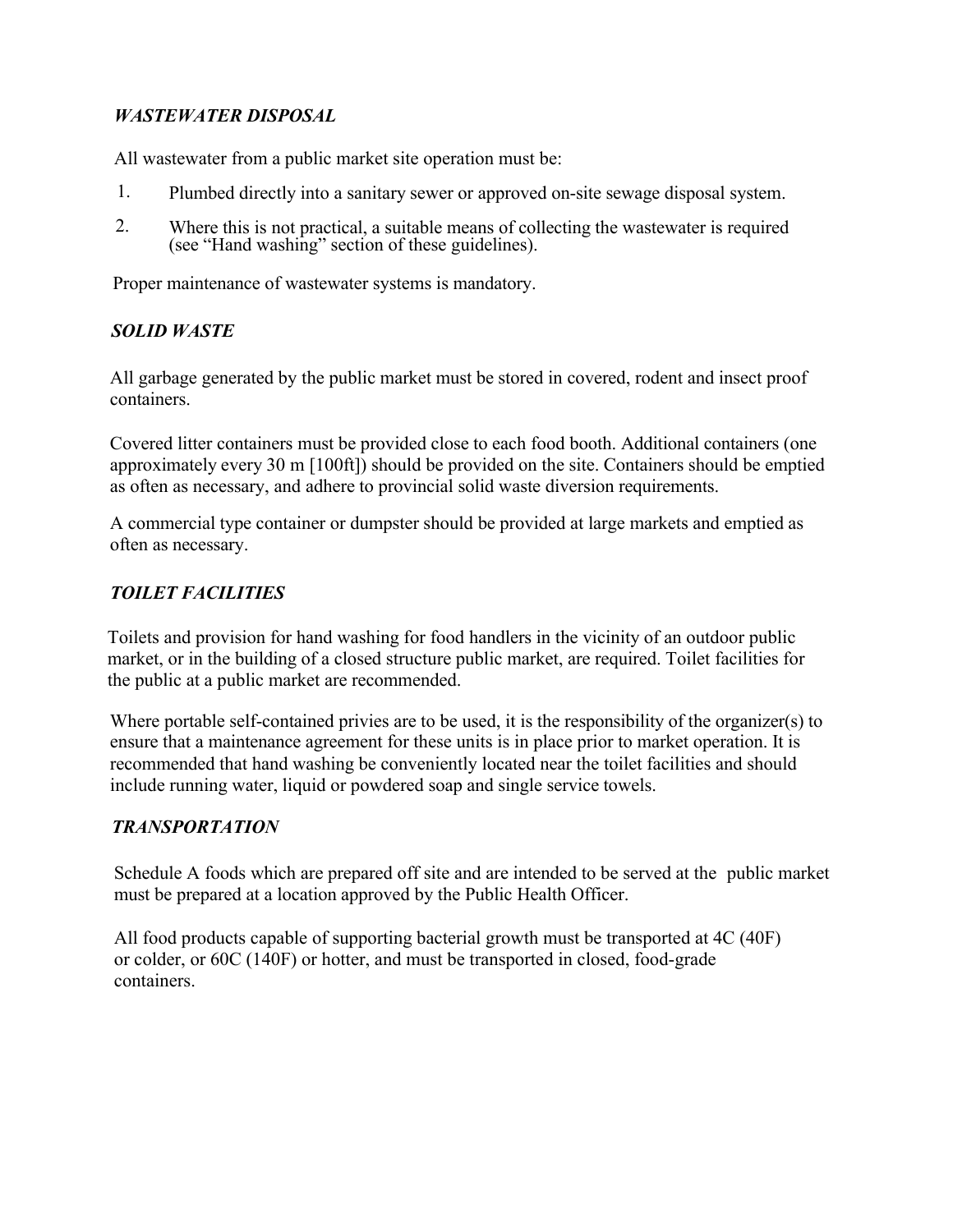### *WASTEWATER DISPOSAL*

All wastewater from a public market site operation must be:

1. Plumbed directly into a sanitary sewer or approved on-site sewage disposal system.
2. Where this is not practical, a suitable means of collecting the wastewater is required (see "Hand washing" section of these guidelines).

Proper maintenance of wastewater systems is mandatory.

### *SOLID WASTE*

All garbage generated by the public market must be stored in covered, rodent and insect proof containers.

Covered litter containers must be provided close to each food booth. Additional containers (one approximately every 30 m [100ft]) should be provided on the site. Containers should be emptied as often as necessary, and adhere to provincial solid waste diversion requirements.

A commercial type container or dumpster should be provided at large markets and emptied as often as necessary.

### *TOILET FACILITIES*

Toilets and provision for hand washing for food handlers in the vicinity of an outdoor public market, or in the building of a closed structure public market, are required. Toilet facilities for the public at a public market are recommended.

Where portable self-contained privies are to be used, it is the responsibility of the organizer(s) to ensure that a maintenance agreement for these units is in place prior to market operation. It is recommended that hand washing be conveniently located near the toilet facilities and should include running water, liquid or powdered soap and single service towels.

### *TRANSPORTATION*

Schedule A foods which are prepared off site and are intended to be served at the public market must be prepared at a location approved by the Public Health Officer.

All food products capable of supporting bacterial growth must be transported at 4C (40F) or colder, or 60C (140F) or hotter, and must be transported in closed, food-grade containers.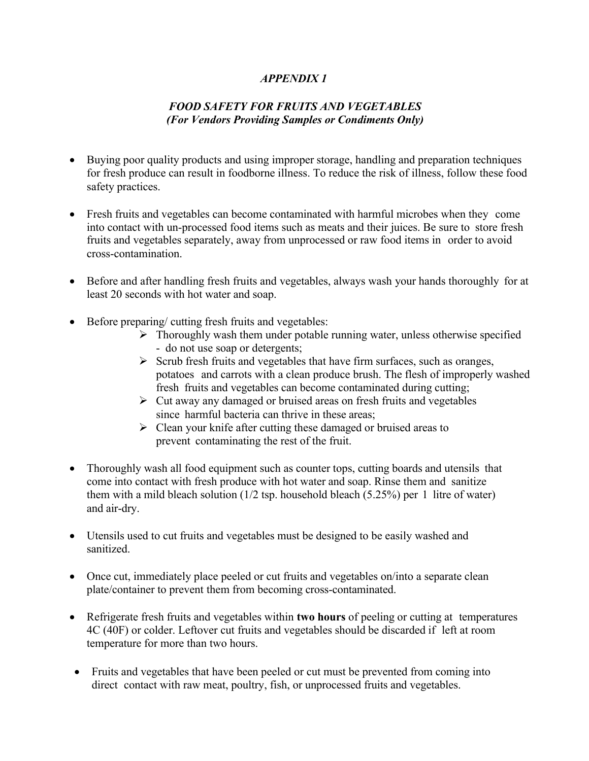## *APPENDIX 1*

### *FOOD SAFETY FOR FRUITS AND VEGETABLES*
### *(For Vendors Providing Samples or Condiments Only)*

- Buying poor quality products and using improper storage, handling and preparation techniques for fresh produce can result in foodborne illness. To reduce the risk of illness, follow these food safety practices.

- Fresh fruits and vegetables can become contaminated with harmful microbes when they come into contact with un-processed food items such as meats and their juices. Be sure to store fresh fruits and vegetables separately, away from unprocessed or raw food items in order to avoid cross-contamination.

- Before and after handling fresh fruits and vegetables, always wash your hands thoroughly for at least 20 seconds with hot water and soap.

- Before preparing/ cutting fresh fruits and vegetables:
  - Thoroughly wash them under potable running water, unless otherwise specified - do not use soap or detergents;
  - Scrub fresh fruits and vegetables that have firm surfaces, such as oranges, potatoes and carrots with a clean produce brush. The flesh of improperly washed fresh fruits and vegetables can become contaminated during cutting;
  - Cut away any damaged or bruised areas on fresh fruits and vegetables since harmful bacteria can thrive in these areas;
  - Clean your knife after cutting these damaged or bruised areas to prevent contaminating the rest of the fruit.

- Thoroughly wash all food equipment such as counter tops, cutting boards and utensils that come into contact with fresh produce with hot water and soap. Rinse them and sanitize them with a mild bleach solution (1/2 tsp. household bleach (5.25%) per 1 litre of water) and air-dry.

- Utensils used to cut fruits and vegetables must be designed to be easily washed and sanitized.

- Once cut, immediately place peeled or cut fruits and vegetables on/into a separate clean plate/container to prevent them from becoming cross-contaminated.

- Refrigerate fresh fruits and vegetables within **two hours** of peeling or cutting at temperatures 4C (40F) or colder. Leftover cut fruits and vegetables should be discarded if left at room temperature for more than two hours.

- Fruits and vegetables that have been peeled or cut must be prevented from coming into direct contact with raw meat, poultry, fish, or unprocessed fruits and vegetables.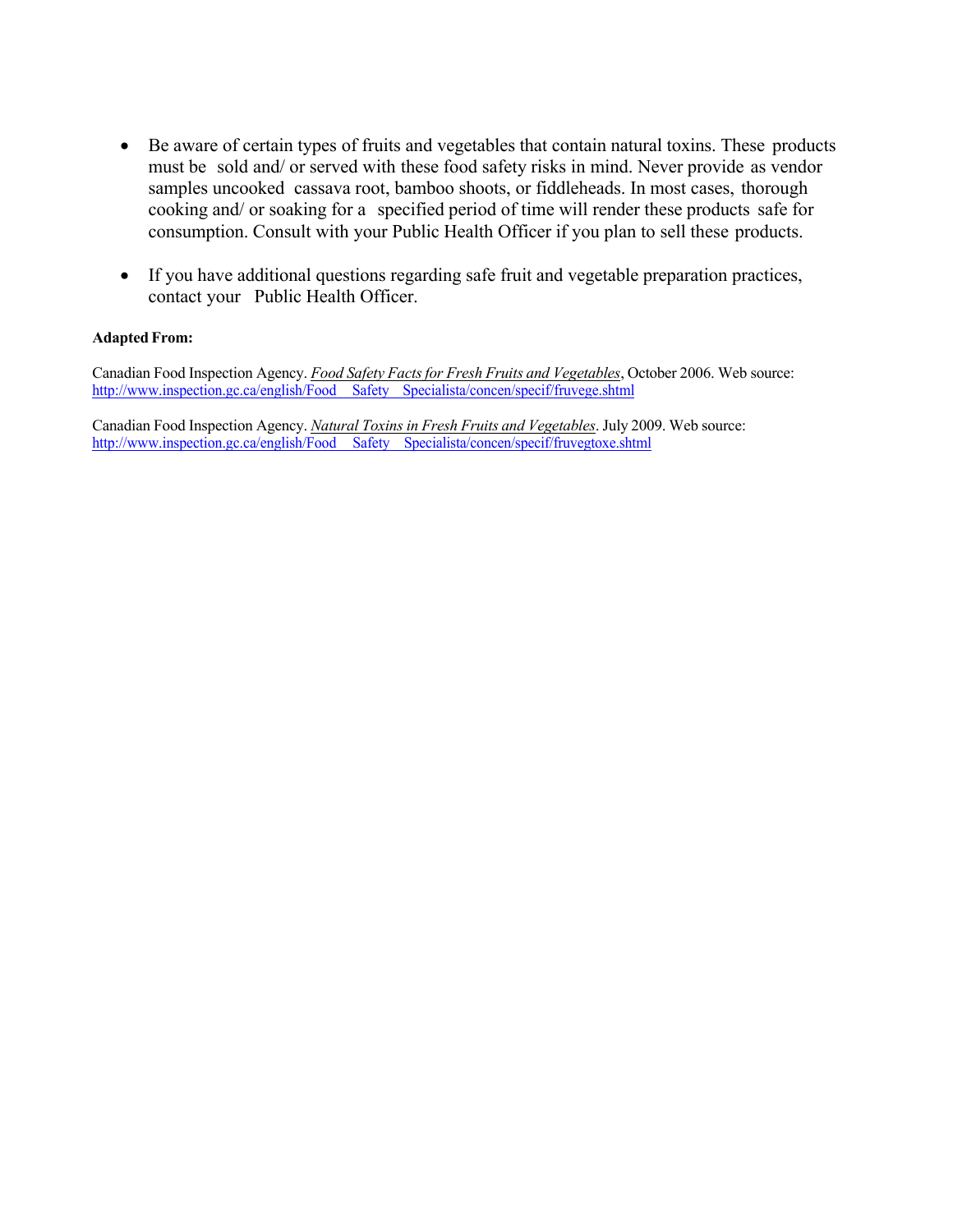- Be aware of certain types of fruits and vegetables that contain natural toxins. These products must be sold and/ or served with these food safety risks in mind. Never provide as vendor samples uncooked cassava root, bamboo shoots, or fiddleheads. In most cases, thorough cooking and/ or soaking for a specified period of time will render these products safe for consumption. Consult with your Public Health Officer if you plan to sell these products.

- If you have additional questions regarding safe fruit and vegetable preparation practices, contact your Public Health Officer.

**Adapted From:**

Canadian Food Inspection Agency. *Food Safety Facts for Fresh Fruits and Vegetables*, October 2006. Web source: http://www.inspection.gc.ca/english/Food Safety Specialista/concen/specif/fruvege.shtml

Canadian Food Inspection Agency. *Natural Toxins in Fresh Fruits and Vegetables*. July 2009. Web source: http://www.inspection.gc.ca/english/Food Safety Specialista/concen/specif/fruvegtoxe.shtml